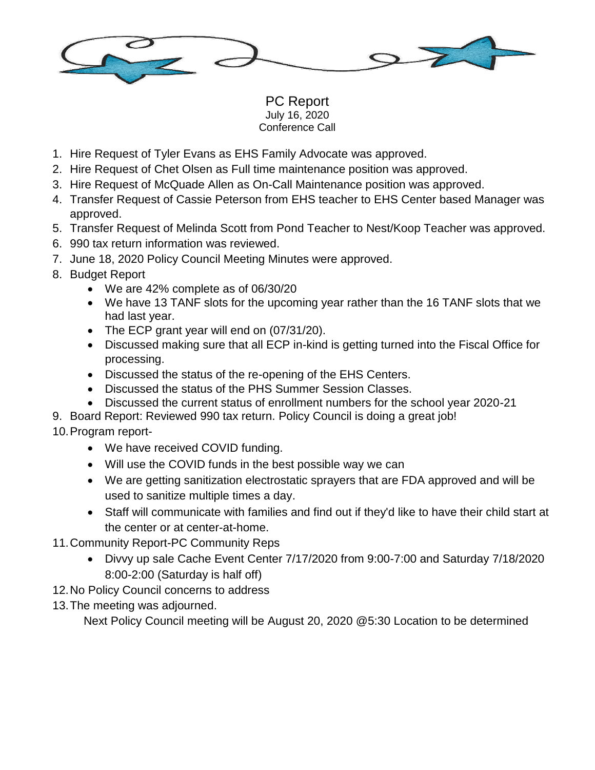# PC Report

July 16, 2020

Conference Call

1. Hire Request of Tyler Evans as EHS Family Advocate was approved.
2. Hire Request of Chet Olsen as Full time maintenance position was approved.
3. Hire Request of McQuade Allen as On-Call Maintenance position was approved.
4. Transfer Request of Cassie Peterson from EHS teacher to EHS Center based Manager was approved.
5. Transfer Request of Melinda Scott from Pond Teacher to Nest/Koop Teacher was approved.
6. 990 tax return information was reviewed.
7. June 18, 2020 Policy Council Meeting Minutes were approved.
8. Budget Report
   - We are 42% complete as of 06/30/20
   - We have 13 TANF slots for the upcoming year rather than the 16 TANF slots that we had last year.
   - The ECP grant year will end on (07/31/20).
   - Discussed making sure that all ECP in-kind is getting turned into the Fiscal Office for processing.
   - Discussed the status of the re-opening of the EHS Centers.
   - Discussed the status of the PHS Summer Session Classes.
   - Discussed the current status of enrollment numbers for the school year 2020-21
9. Board Report: Reviewed 990 tax return. Policy Council is doing a great job!
10. Program report-
    - We have received COVID funding.
    - Will use the COVID funds in the best possible way we can
    - We are getting sanitization electrostatic sprayers that are FDA approved and will be used to sanitize multiple times a day.
    - Staff will communicate with families and find out if they'd like to have their child start at the center or at center-at-home.
11. Community Report-PC Community Reps
    - Divvy up sale Cache Event Center 7/17/2020 from 9:00-7:00 and Saturday 7/18/2020 8:00-2:00 (Saturday is half off)
12. No Policy Council concerns to address
13. The meeting was adjourned.

    Next Policy Council meeting will be August 20, 2020 @5:30 Location to be determined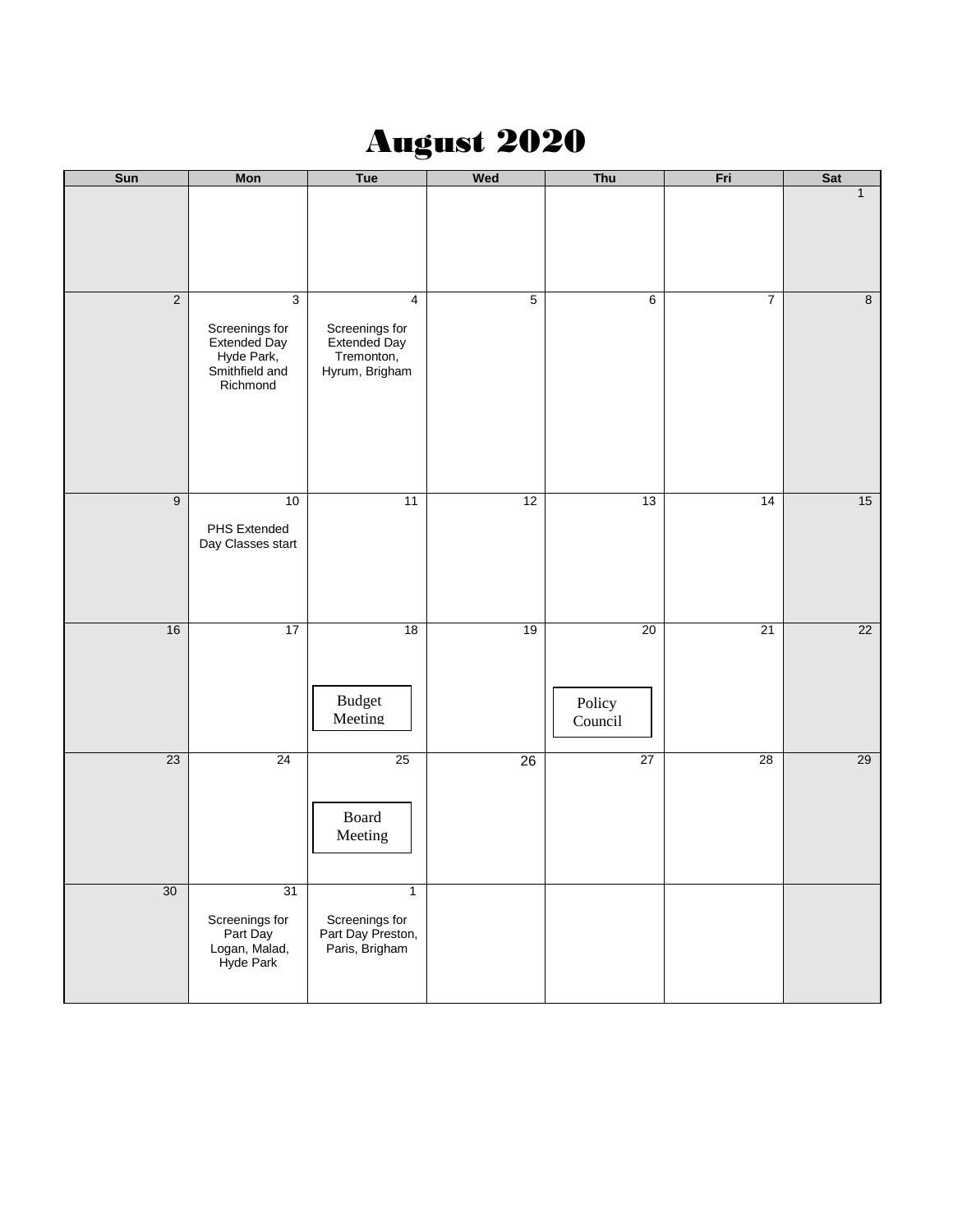# August 2020

| Sun | Mon | Tue | Wed | Thu | Fri | Sat |
| --- | --- | --- | --- | --- | --- | --- |
| | | | | | | 1 |
| 2 | 3<br>Screenings for Extended Day Hyde Park, Smithfield and Richmond | 4<br>Screenings for Extended Day Tremonton, Hyrum, Brigham | 5 | 6 | 7 | 8 |
| 9 | 10<br>PHS Extended Day Classes start | 11 | 12 | 13 | 14 | 15 |
| 16 | 17 | 18<br>Budget Meeting | 19 | 20<br>Policy Council | 21 | 22 |
| 23 | 24 | 25<br>Board Meeting | 26 | 27 | 28 | 29 |
| 30 | 31<br>Screenings for Part Day Logan, Malad, Hyde Park | 1<br>Screenings for Part Day Preston, Paris, Brigham | | | | |